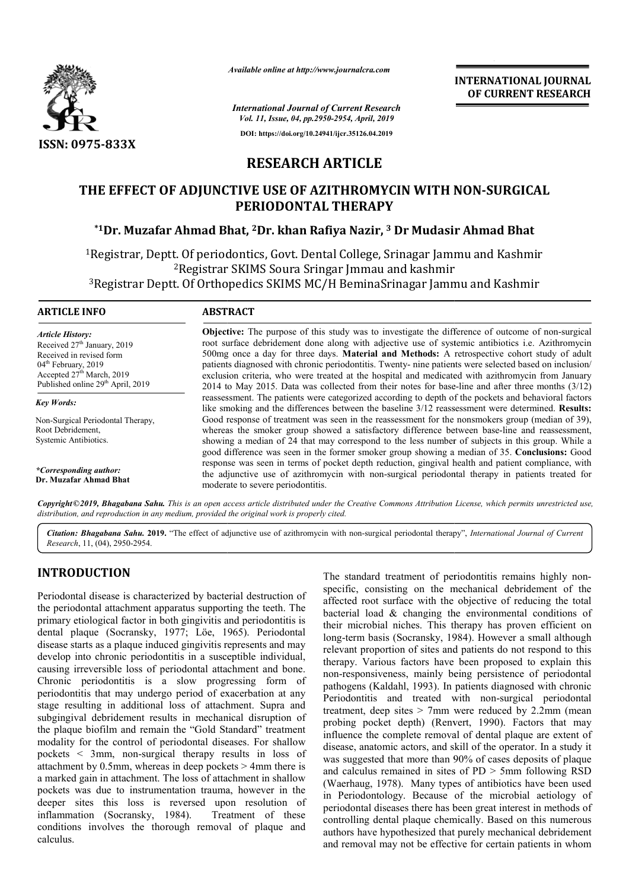*Available online at http://www.journalcra.com*

ISSN: 0975-833X

**INTERNATIONAL JOURNAL OF CURRENT RESEARCH**

*International Journal of Current Research*
*Vol. 11, Issue, 04, pp.2950-2954, April, 2019*

**DOI: https://doi.org/10.24941/ijcr.35126.04.2019**

# RESEARCH ARTICLE

# THE EFFECT OF ADJUNCTIVE USE OF AZITHROMYCIN WITH NON-SURGICAL PERIODONTAL THERAPY

**[*1]Dr. Muzafar Ahmad Bhat, [2]Dr. khan Rafiya Nazir, [3] Dr Mudasir Ahmad Bhat**

[1]Registrar, Deptt. Of periodontics, Govt. Dental College, Srinagar Jammu and Kashmir
[2]Registrar SKIMS Soura Sringar Jmmau and kashmir
[3]Registrar Deptt. Of Orthopedics SKIMS MC/H BeminaSrinagar Jammu and Kashmir

## ARTICLE INFO

*Article History:*
Received 27[th] January, 2019
Received in revised form
04[th] February, 2019
Accepted 27[th] March, 2019
Published online 29[th] April, 2019

*Key Words:*

Non-Surgical Periodontal Therapy,
Root Debridement,
Systemic Antibiotics.

*\*Corresponding author:*
**Dr. Muzafar Ahmad Bhat**

## ABSTRACT

**Objective:** The purpose of this study was to investigate the difference of outcome of non-surgical root surface debridement done along with adjective use of systemic antibiotics i.e. Azithromycin 500mg once a day for three days. **Material and Methods:** A retrospective cohort study of adult patients diagnosed with chronic periodontitis. Twenty- nine patients were selected based on inclusion/ exclusion criteria, who were treated at the hospital and medicated with azithromycin from January 2014 to May 2015. Data was collected from their notes for base-line and after three months (3/12) reassessment. The patients were categorized according to depth of the pockets and behavioral factors like smoking and the differences between the baseline 3/12 reassessment were determined. **Results:** Good response of treatment was seen in the reassessment for the nonsmokers group (median of 39), whereas the smoker group showed a satisfactory difference between base-line and reassessment, showing a median of 24 that may correspond to the less number of subjects in this group. While a good difference was seen in the former smoker group showing a median of 35. **Conclusions:** Good response was seen in terms of pocket depth reduction, gingival health and patient compliance, with the adjunctive use of azithromycin with non-surgical periodontal therapy in patients treated for moderate to severe periodontitis.

*Copyright©2019, Bhagabana Sahu. This is an open access article distributed under the Creative Commons Attribution License, which permits unrestricted use, distribution, and reproduction in any medium, provided the original work is properly cited.*

*Citation: Bhagabana Sahu.* **2019.** "The effect of adjunctive use of azithromycin with non-surgical periodontal therapy", *International Journal of Current Research*, 11, (04), 2950-2954.

## INTRODUCTION

Periodontal disease is characterized by bacterial destruction of the periodontal attachment apparatus supporting the teeth. The primary etiological factor in both gingivitis and periodontitis is dental plaque (Socransky, 1977; Löe, 1965). Periodontal disease starts as a plaque induced gingivitis represents and may develop into chronic periodontitis in a susceptible individual, causing irreversible loss of periodontal attachment and bone. Chronic periodontitis is a slow progressing form of periodontitis that may undergo period of exacerbation at any stage resulting in additional loss of attachment. Supra and subgingival debridement results in mechanical disruption of the plaque biofilm and remain the "Gold Standard" treatment modality for the control of periodontal diseases. For shallow pockets < 3mm, non-surgical therapy results in loss of attachment by 0.5mm, whereas in deep pockets > 4mm there is a marked gain in attachment. The loss of attachment in shallow pockets was due to instrumentation trauma, however in the deeper sites this loss is reversed upon resolution of inflammation (Socransky, 1984). Treatment of these conditions involves the thorough removal of plaque and calculus.

The standard treatment of periodontitis remains highly non-specific, consisting on the mechanical debridement of the affected root surface with the objective of reducing the total bacterial load & changing the environmental conditions of their microbial niches. This therapy has proven efficient on long-term basis (Socransky, 1984). However a small although relevant proportion of sites and patients do not respond to this therapy. Various factors have been proposed to explain this non-responsiveness, mainly being persistence of periodontal pathogens (Kaldahl, 1993). In patients diagnosed with chronic Periodontitis and treated with non-surgical periodontal treatment, deep sites > 7mm were reduced by 2.2mm (mean probing pocket depth) (Renvert, 1990). Factors that may influence the complete removal of dental plaque are extent of disease, anatomic actors, and skill of the operator. In a study it was suggested that more than 90% of cases deposits of plaque and calculus remained in sites of PD > 5mm following RSD (Waerhaug, 1978). Many types of antibiotics have been used in Periodontology. Because of the microbial aetiology of periodontal diseases there has been great interest in methods of controlling dental plaque chemically. Based on this numerous authors have hypothesized that purely mechanical debridement and removal may not be effective for certain patients in whom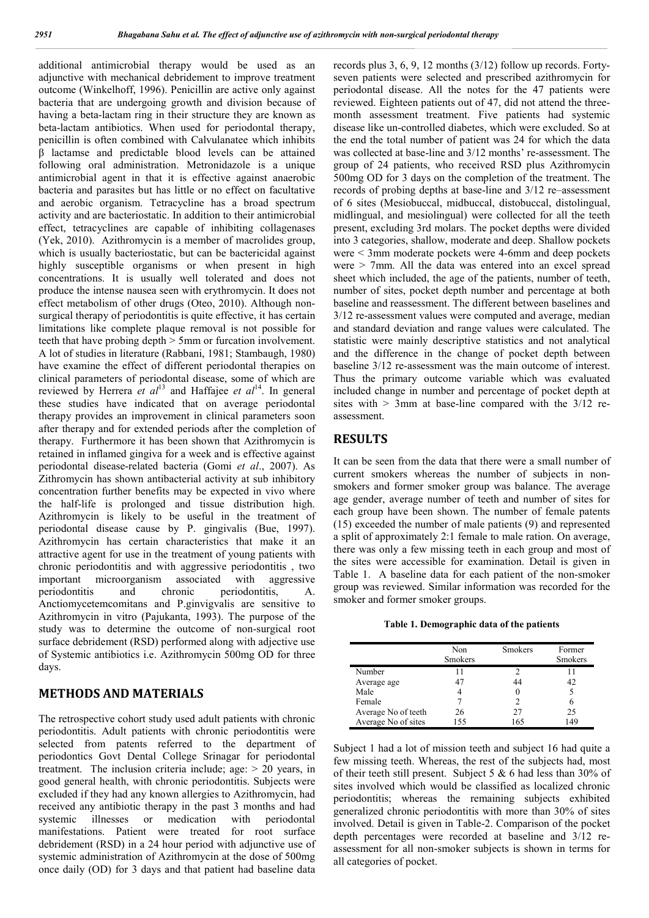additional antimicrobial therapy would be used as an adjunctive with mechanical debridement to improve treatment outcome (Winkelhoff, 1996). Penicillin are active only against bacteria that are undergoing growth and division because of having a beta-lactam ring in their structure they are known as beta-lactam antibiotics. When used for periodontal therapy, penicillin is often combined with Calvulanatee which inhibits β lactamse and predictable blood levels can be attained following oral administration. Metronidazole is a unique antimicrobial agent in that it is effective against anaerobic bacteria and parasites but has little or no effect on facultative and aerobic organism. Tetracycline has a broad spectrum activity and are bacteriostatic. In addition to their antimicrobial effect, tetracyclines are capable of inhibiting collagenases (Yek, 2010). Azithromycin is a member of macrolides group, which is usually bacteriostatic, but can be bactericidal against highly susceptible organisms or when present in high concentrations. It is usually well tolerated and does not produce the intense nausea seen with erythromycin. It does not effect metabolism of other drugs (Oteo, 2010). Although non-surgical therapy of periodontitis is quite effective, it has certain limitations like complete plaque removal is not possible for teeth that have probing depth > 5mm or furcation involvement. A lot of studies in literature (Rabbani, 1981; Stambaugh, 1980) have examine the effect of different periodontal therapies on clinical parameters of periodontal disease, some of which are reviewed by Herrera *et al*[13] and Haffajee *et al*[14]. In general these studies have indicated that on average periodontal therapy provides an improvement in clinical parameters soon after therapy and for extended periods after the completion of therapy. Furthermore it has been shown that Azithromycin is retained in inflamed gingiva for a week and is effective against periodontal disease-related bacteria (Gomi *et al*., 2007). As Zithromycin has shown antibacterial activity at sub inhibitory concentration further benefits may be expected in vivo where the half-life is prolonged and tissue distribution high. Azithromycin is likely to be useful in the treatment of periodontal disease cause by P. gingivalis (Bue, 1997). Azithromycin has certain characteristics that make it an attractive agent for use in the treatment of young patients with chronic periodontitis and with aggressive periodontitis , two important microorganism associated with aggressive periodontitis and chronic periodontitis, A. Anctiomycetemcomitans and P.ginvigvalis are sensitive to Azithromycin in vitro (Pajukanta, 1993). The purpose of the study was to determine the outcome of non-surgical root surface debridement (RSD) performed along with adjective use of Systemic antibiotics i.e. Azithromycin 500mg OD for three days.

## METHODS AND MATERIALS

The retrospective cohort study used adult patients with chronic periodontitis. Adult patients with chronic periodontitis were selected from patents referred to the department of periodontics Govt Dental College Srinagar for periodontal treatment. The inclusion criteria include; age: > 20 years, in good general health, with chronic periodontitis. Subjects were excluded if they had any known allergies to Azithromycin, had received any antibiotic therapy in the past 3 months and had systemic illnesses or medication with periodontal manifestations. Patient were treated for root surface debridement (RSD) in a 24 hour period with adjunctive use of systemic administration of Azithromycin at the dose of 500mg once daily (OD) for 3 days and that patient had baseline data records plus 3, 6, 9, 12 months (3/12) follow up records. Forty-seven patients were selected and prescribed azithromycin for periodontal disease. All the notes for the 47 patients were reviewed. Eighteen patients out of 47, did not attend the three-month assessment treatment. Five patients had systemic disease like un-controlled diabetes, which were excluded. So at the end the total number of patient was 24 for which the data was collected at base-line and 3/12 months' re-assessment. The group of 24 patients, who received RSD plus Azithromycin 500mg OD for 3 days on the completion of the treatment. The records of probing depths at base-line and 3/12 re–assessment of 6 sites (Mesiobuccal, midbuccal, distobuccal, distolingual, midlingual, and mesiolingual) were collected for all the teeth present, excluding 3rd molars. The pocket depths were divided into 3 categories, shallow, moderate and deep. Shallow pockets were < 3mm moderate pockets were 4-6mm and deep pockets were > 7mm. All the data was entered into an excel spread sheet which included, the age of the patients, number of teeth, number of sites, pocket depth number and percentage at both baseline and reassessment. The different between baselines and 3/12 re-assessment values were computed and average, median and standard deviation and range values were calculated. The statistic were mainly descriptive statistics and not analytical and the difference in the change of pocket depth between baseline 3/12 re-assessment was the main outcome of interest. Thus the primary outcome variable which was evaluated included change in number and percentage of pocket depth at sites with > 3mm at base-line compared with the 3/12 re-assessment.

## RESULTS

It can be seen from the data that there were a small number of current smokers whereas the number of subjects in non-smokers and former smoker group was balance. The average age gender, average number of teeth and number of sites for each group have been shown. The number of female patents (15) exceeded the number of male patients (9) and represented a split of approximately 2:1 female to male ration. On average, there was only a few missing teeth in each group and most of the sites were accessible for examination. Detail is given in Table 1. A baseline data for each patient of the non-smoker group was reviewed. Similar information was recorded for the smoker and former smoker groups.

**Table 1. Demographic data of the patients**

| | Non Smokers | Smokers | Former Smokers |
|---|---|---|---|
| Number | 11 | 2 | 11 |
| Average age | 47 | 44 | 42 |
| Male | 4 | 0 | 5 |
| Female | 7 | 2 | 6 |
| Average No of teeth | 26 | 27 | 25 |
| Average No of sites | 155 | 165 | 149 |

Subject 1 had a lot of mission teeth and subject 16 had quite a few missing teeth. Whereas, the rest of the subjects had, most of their teeth still present. Subject 5 & 6 had less than 30% of sites involved which would be classified as localized chronic periodontitis; whereas the remaining subjects exhibited generalized chronic periodontitis with more than 30% of sites involved. Detail is given in Table-2. Comparison of the pocket depth percentages were recorded at baseline and 3/12 re-assessment for all non-smoker subjects is shown in terms for all categories of pocket.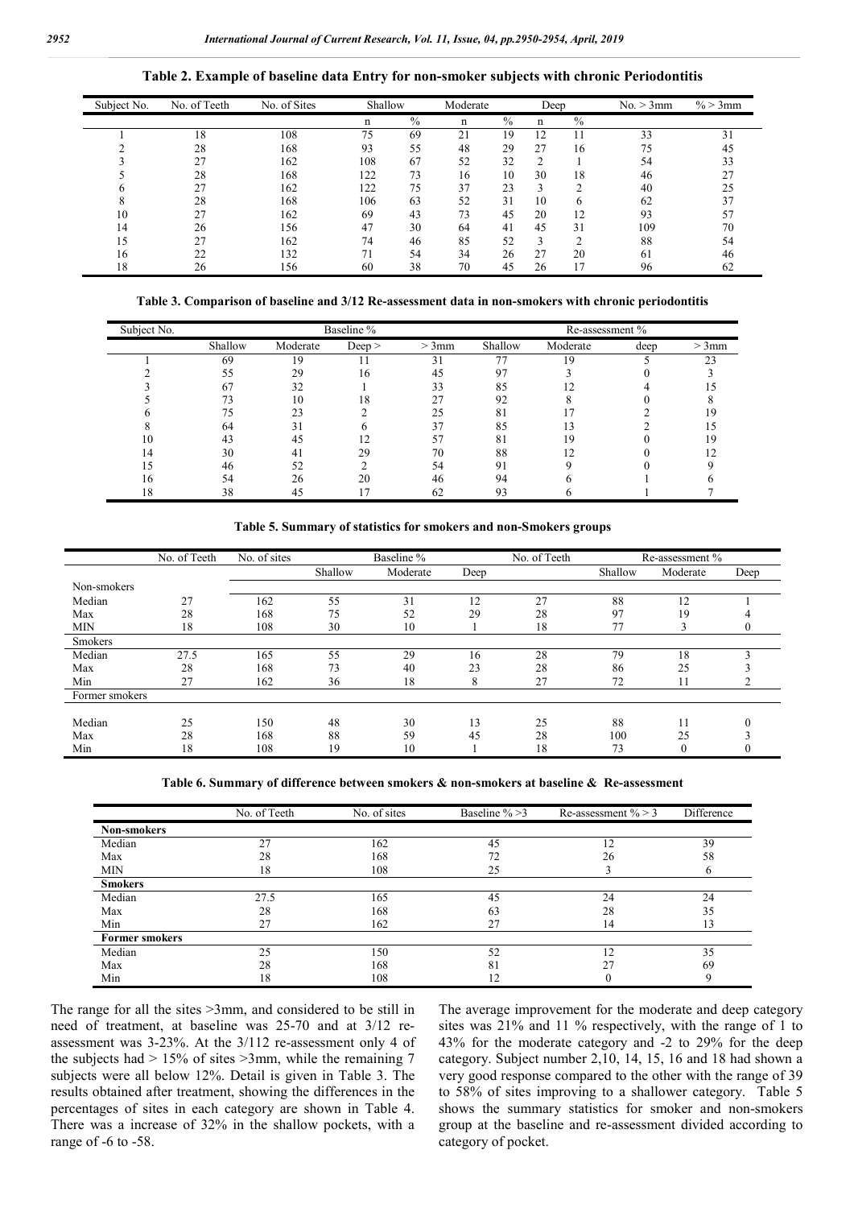**Table 2. Example of baseline data Entry for non-smoker subjects with chronic Periodontitis**

| Subject No. | No. of Teeth | No. of Sites | Shallow | | Moderate | | Deep | | No. > 3mm | % > 3mm |
|---|---|---|---|---|---|---|---|---|---|---|
| | | | n | % | n | % | n | % | | |
| 1 | 18 | 108 | 75 | 69 | 21 | 19 | 12 | 11 | 33 | 31 |
| 2 | 28 | 168 | 93 | 55 | 48 | 29 | 27 | 16 | 75 | 45 |
| 3 | 27 | 162 | 108 | 67 | 52 | 32 | 2 | 1 | 54 | 33 |
| 5 | 28 | 168 | 122 | 73 | 16 | 10 | 30 | 18 | 46 | 27 |
| 6 | 27 | 162 | 122 | 75 | 37 | 23 | 3 | 2 | 40 | 25 |
| 8 | 28 | 168 | 106 | 63 | 52 | 31 | 10 | 6 | 62 | 37 |
| 10 | 27 | 162 | 69 | 43 | 73 | 45 | 20 | 12 | 93 | 57 |
| 14 | 26 | 156 | 47 | 30 | 64 | 41 | 45 | 31 | 109 | 70 |
| 15 | 27 | 162 | 74 | 46 | 85 | 52 | 3 | 2 | 88 | 54 |
| 16 | 22 | 132 | 71 | 54 | 34 | 26 | 27 | 20 | 61 | 46 |
| 18 | 26 | 156 | 60 | 38 | 70 | 45 | 26 | 17 | 96 | 62 |

**Table 3. Comparison of baseline and 3/12 Re-assessment data in non-smokers with chronic periodontitis**

| Subject No. | Baseline % | | | | Re-assessment % | | | |
|---|---|---|---|---|---|---|---|---|
| | Shallow | Moderate | Deep > | > 3mm | Shallow | Moderate | deep | > 3mm |
| 1 | 69 | 19 | 11 | 31 | 77 | 19 | 5 | 23 |
| 2 | 55 | 29 | 16 | 45 | 97 | 3 | 0 | 3 |
| 3 | 67 | 32 | 1 | 33 | 85 | 12 | 4 | 15 |
| 5 | 73 | 10 | 18 | 27 | 92 | 8 | 0 | 8 |
| 6 | 75 | 23 | 2 | 25 | 81 | 17 | 2 | 19 |
| 8 | 64 | 31 | 6 | 37 | 85 | 13 | 2 | 15 |
| 10 | 43 | 45 | 12 | 57 | 81 | 19 | 0 | 19 |
| 14 | 30 | 41 | 29 | 70 | 88 | 12 | 0 | 12 |
| 15 | 46 | 52 | 2 | 54 | 91 | 9 | 0 | 9 |
| 16 | 54 | 26 | 20 | 46 | 94 | 6 | 1 | 6 |
| 18 | 38 | 45 | 17 | 62 | 93 | 6 | 1 | 7 |

**Table 5. Summary of statistics for smokers and non-Smokers groups**

| | No. of Teeth | No. of sites | Baseline % | | | No. of Teeth | Re-assessment % | | |
|---|---|---|---|---|---|---|---|---|---|
| | | | Shallow | Moderate | Deep | | Shallow | Moderate | Deep |
| Non-smokers | | | | | | | | | |
| Median | 27 | 162 | 55 | 31 | 12 | 27 | 88 | 12 | 1 |
| Max | 28 | 168 | 75 | 52 | 29 | 28 | 97 | 19 | 4 |
| MIN | 18 | 108 | 30 | 10 | 1 | 18 | 77 | 3 | 0 |
| Smokers | | | | | | | | | |
| Median | 27.5 | 165 | 55 | 29 | 16 | 28 | 79 | 18 | 3 |
| Max | 28 | 168 | 73 | 40 | 23 | 28 | 86 | 25 | 3 |
| Min | 27 | 162 | 36 | 18 | 8 | 27 | 72 | 11 | 2 |
| Former smokers | | | | | | | | | |
| Median | 25 | 150 | 48 | 30 | 13 | 25 | 88 | 11 | 0 |
| Max | 28 | 168 | 88 | 59 | 45 | 28 | 100 | 25 | 3 |
| Min | 18 | 108 | 19 | 10 | 1 | 18 | 73 | 0 | 0 |

**Table 6. Summary of difference between smokers & non-smokers at baseline & Re-assessment**

| | No. of Teeth | No. of sites | Baseline % >3 | Re-assessment % > 3 | Difference |
|---|---|---|---|---|---|
| **Non-smokers** | | | | | |
| Median | 27 | 162 | 45 | 12 | 39 |
| Max | 28 | 168 | 72 | 26 | 58 |
| MIN | 18 | 108 | 25 | 3 | 6 |
| **Smokers** | | | | | |
| Median | 27.5 | 165 | 45 | 24 | 24 |
| Max | 28 | 168 | 63 | 28 | 35 |
| Min | 27 | 162 | 27 | 14 | 13 |
| **Former smokers** | | | | | |
| Median | 25 | 150 | 52 | 12 | 35 |
| Max | 28 | 168 | 81 | 27 | 69 |
| Min | 18 | 108 | 12 | 0 | 9 |

The range for all the sites >3mm, and considered to be still in need of treatment, at baseline was 25-70 and at 3/12 re-assessment was 3-23%. At the 3/112 re-assessment only 4 of the subjects had > 15% of sites >3mm, while the remaining 7 subjects were all below 12%. Detail is given in Table 3. The results obtained after treatment, showing the differences in the percentages of sites in each category are shown in Table 4. There was a increase of 32% in the shallow pockets, with a range of -6 to -58.

The average improvement for the moderate and deep category sites was 21% and 11 % respectively, with the range of 1 to 43% for the moderate category and -2 to 29% for the deep category. Subject number 2,10, 14, 15, 16 and 18 had shown a very good response compared to the other with the range of 39 to 58% of sites improving to a shallower category. Table 5 shows the summary statistics for smoker and non-smokers group at the baseline and re-assessment divided according to category of pocket.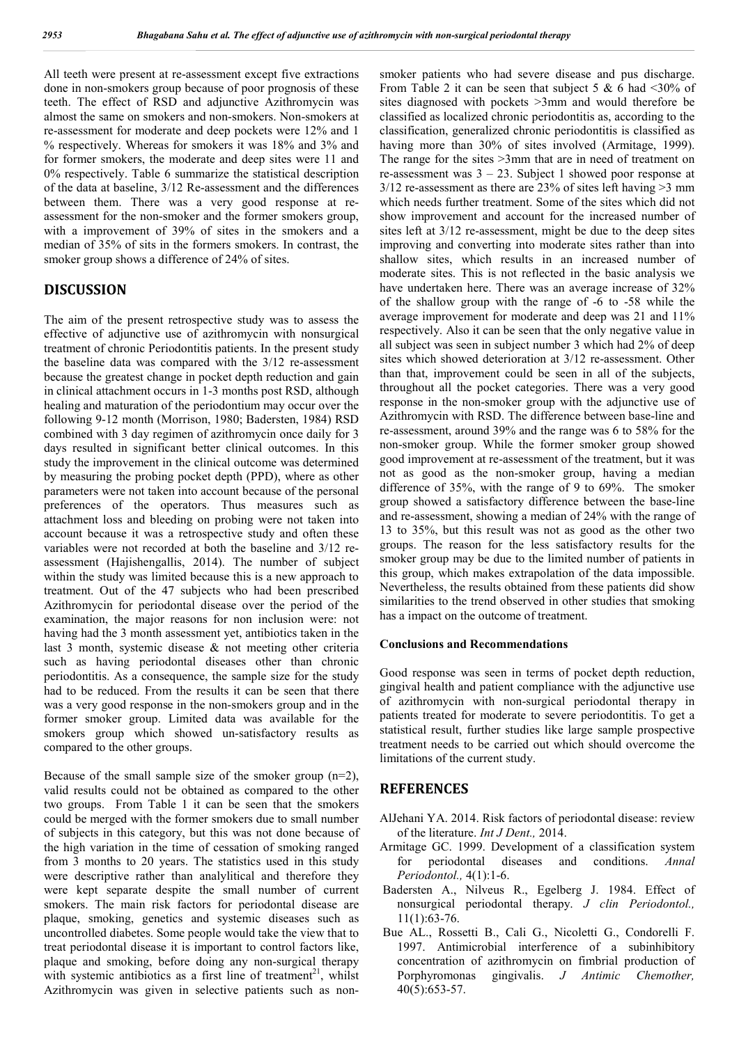All teeth were present at re-assessment except five extractions done in non-smokers group because of poor prognosis of these teeth. The effect of RSD and adjunctive Azithromycin was almost the same on smokers and non-smokers. Non-smokers at re-assessment for moderate and deep pockets were 12% and 1 % respectively. Whereas for smokers it was 18% and 3% and for former smokers, the moderate and deep sites were 11 and 0% respectively. Table 6 summarize the statistical description of the data at baseline, 3/12 Re-assessment and the differences between them. There was a very good response at re-assessment for the non-smoker and the former smokers group, with a improvement of 39% of sites in the smokers and a median of 35% of sits in the formers smokers. In contrast, the smoker group shows a difference of 24% of sites.

## DISCUSSION

The aim of the present retrospective study was to assess the effective of adjunctive use of azithromycin with nonsurgical treatment of chronic Periodontitis patients. In the present study the baseline data was compared with the 3/12 re-assessment because the greatest change in pocket depth reduction and gain in clinical attachment occurs in 1-3 months post RSD, although healing and maturation of the periodontium may occur over the following 9-12 month (Morrison, 1980; Badersten, 1984) RSD combined with 3 day regimen of azithromycin once daily for 3 days resulted in significant better clinical outcomes. In this study the improvement in the clinical outcome was determined by measuring the probing pocket depth (PPD), where as other parameters were not taken into account because of the personal preferences of the operators. Thus measures such as attachment loss and bleeding on probing were not taken into account because it was a retrospective study and often these variables were not recorded at both the baseline and 3/12 re-assessment (Hajishengallis, 2014). The number of subject within the study was limited because this is a new approach to treatment. Out of the 47 subjects who had been prescribed Azithromycin for periodontal disease over the period of the examination, the major reasons for non inclusion were: not having had the 3 month assessment yet, antibiotics taken in the last 3 month, systemic disease & not meeting other criteria such as having periodontal diseases other than chronic periodontitis. As a consequence, the sample size for the study had to be reduced. From the results it can be seen that there was a very good response in the non-smokers group and in the former smoker group. Limited data was available for the smokers group which showed un-satisfactory results as compared to the other groups.

Because of the small sample size of the smoker group (n=2), valid results could not be obtained as compared to the other two groups. From Table 1 it can be seen that the smokers could be merged with the former smokers due to small number of subjects in this category, but this was not done because of the high variation in the time of cessation of smoking ranged from 3 months to 20 years. The statistics used in this study were descriptive rather than analylitical and therefore they were kept separate despite the small number of current smokers. The main risk factors for periodontal disease are plaque, smoking, genetics and systemic diseases such as uncontrolled diabetes. Some people would take the view that to treat periodontal disease it is important to control factors like, plaque and smoking, before doing any non-surgical therapy with systemic antibiotics as a first line of treatment[21], whilst Azithromycin was given in selective patients such as non-smoker patients who had severe disease and pus discharge. From Table 2 it can be seen that subject 5 & 6 had <30% of sites diagnosed with pockets >3mm and would therefore be classified as localized chronic periodontitis as, according to the classification, generalized chronic periodontitis is classified as having more than 30% of sites involved (Armitage, 1999). The range for the sites >3mm that are in need of treatment on re-assessment was 3 – 23. Subject 1 showed poor response at 3/12 re-assessment as there are 23% of sites left having >3 mm which needs further treatment. Some of the sites which did not show improvement and account for the increased number of sites left at 3/12 re-assessment, might be due to the deep sites improving and converting into moderate sites rather than into shallow sites, which results in an increased number of moderate sites. This is not reflected in the basic analysis we have undertaken here. There was an average increase of 32% of the shallow group with the range of -6 to -58 while the average improvement for moderate and deep was 21 and 11% respectively. Also it can be seen that the only negative value in all subject was seen in subject number 3 which had 2% of deep sites which showed deterioration at 3/12 re-assessment. Other than that, improvement could be seen in all of the subjects, throughout all the pocket categories. There was a very good response in the non-smoker group with the adjunctive use of Azithromycin with RSD. The difference between base-line and re-assessment, around 39% and the range was 6 to 58% for the non-smoker group. While the former smoker group showed good improvement at re-assessment of the treatment, but it was not as good as the non-smoker group, having a median difference of 35%, with the range of 9 to 69%. The smoker group showed a satisfactory difference between the base-line and re-assessment, showing a median of 24% with the range of 13 to 35%, but this result was not as good as the other two groups. The reason for the less satisfactory results for the smoker group may be due to the limited number of patients in this group, which makes extrapolation of the data impossible. Nevertheless, the results obtained from these patients did show similarities to the trend observed in other studies that smoking has a impact on the outcome of treatment.

### Conclusions and Recommendations

Good response was seen in terms of pocket depth reduction, gingival health and patient compliance with the adjunctive use of azithromycin with non-surgical periodontal therapy in patients treated for moderate to severe periodontitis. To get a statistical result, further studies like large sample prospective treatment needs to be carried out which should overcome the limitations of the current study.

## REFERENCES

AlJehani YA. 2014. Risk factors of periodontal disease: review of the literature. *Int J Dent.,* 2014.

Armitage GC. 1999. Development of a classification system for periodontal diseases and conditions. *Annal Periodontol.,* 4(1):1-6.

Badersten A., Nilveus R., Egelberg J. 1984. Effect of nonsurgical periodontal therapy. *J clin Periodontol.,* 11(1):63-76.

Bue AL., Rossetti B., Cali G., Nicoletti G., Condorelli F. 1997. Antimicrobial interference of a subinhibitory concentration of azithromycin on fimbrial production of Porphyromonas gingivalis. *J Antimic Chemother,* 40(5):653-57.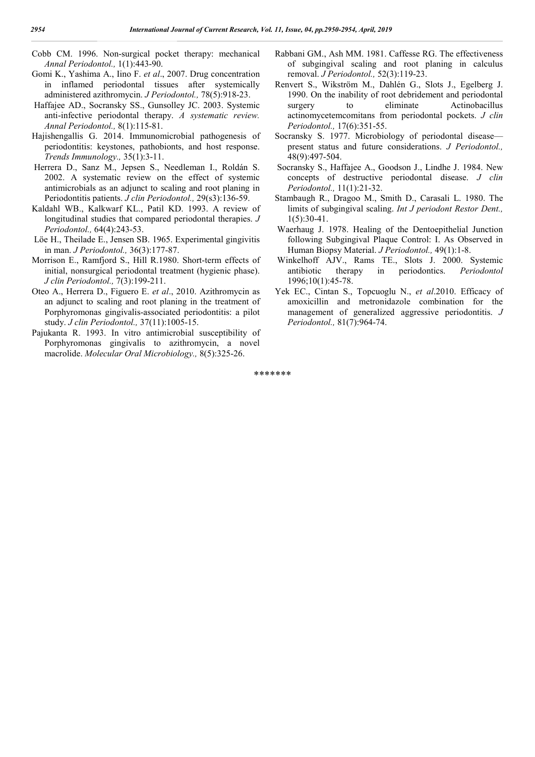Cobb CM. 1996. Non-surgical pocket therapy: mechanical *Annal Periodontol.,* 1(1):443-90.

Gomi K., Yashima A., Iino F. *et al*., 2007. Drug concentration in inflamed periodontal tissues after systemically administered azithromycin. *J Periodontol.,* 78(5):918-23.

Haffajee AD., Socransky SS., Gunsolley JC. 2003. Systemic anti-infective periodontal therapy. *A systematic review. Annal Periodontol.,* 8(1):115-81.

Hajishengallis G. 2014. Immunomicrobial pathogenesis of periodontitis: keystones, pathobionts, and host response. *Trends Immunology.,* 35(1):3-11.

Herrera D., Sanz M., Jepsen S., Needleman I., Roldán S. 2002. A systematic review on the effect of systemic antimicrobials as an adjunct to scaling and root planing in Periodontitis patients. *J clin Periodontol.,* 29(s3):136-59.

Kaldahl WB., Kalkwarf KL., Patil KD. 1993. A review of longitudinal studies that compared periodontal therapies. *J Periodontol.,* 64(4):243-53.

Löe H., Theilade E., Jensen SB. 1965. Experimental gingivitis in man. *J Periodontol.,* 36(3):177-87.

Morrison E., Ramfjord S., Hill R.1980. Short-term effects of initial, nonsurgical periodontal treatment (hygienic phase). *J clin Periodontol.,* 7(3):199-211.

Oteo A., Herrera D., Figuero E. *et al*., 2010. Azithromycin as an adjunct to scaling and root planing in the treatment of Porphyromonas gingivalis-associated periodontitis: a pilot study. *J clin Periodontol.,* 37(11):1005-15.

Pajukanta R. 1993. In vitro antimicrobial susceptibility of Porphyromonas gingivalis to azithromycin, a novel macrolide. *Molecular Oral Microbiology.,* 8(5):325-26.

Rabbani GM., Ash MM. 1981. Caffesse RG. The effectiveness of subgingival scaling and root planing in calculus removal. *J Periodontol.,* 52(3):119-23.

Renvert S., Wikström M., Dahlén G., Slots J., Egelberg J. 1990. On the inability of root debridement and periodontal surgery to eliminate Actinobacillus actinomycetemcomitans from periodontal pockets. *J clin Periodontol.,* 17(6):351-55.

Socransky S. 1977. Microbiology of periodontal disease—present status and future considerations. *J Periodontol.,* 48(9):497-504.

Socransky S., Haffajee A., Goodson J., Lindhe J. 1984. New concepts of destructive periodontal disease. *J clin Periodontol.,* 11(1):21-32.

Stambaugh R., Dragoo M., Smith D., Carasali L. 1980. The limits of subgingival scaling. *Int J periodont Restor Dent.,* 1(5):30-41.

Waerhaug J. 1978. Healing of the Dentoepithelial Junction following Subgingival Plaque Control: I. As Observed in Human Biopsy Material. *J Periodontol.,* 49(1):1-8.

Winkelhoff AJV., Rams TE., Slots J. 2000. Systemic antibiotic therapy in periodontics. *Periodontol* 1996;10(1):45-78.

Yek EC., Cintan S., Topcuoglu N., *et al*.2010. Efficacy of amoxicillin and metronidazole combination for the management of generalized aggressive periodontitis. *J Periodontol.,* 81(7):964-74.

\*\*\*\*\*\*\*